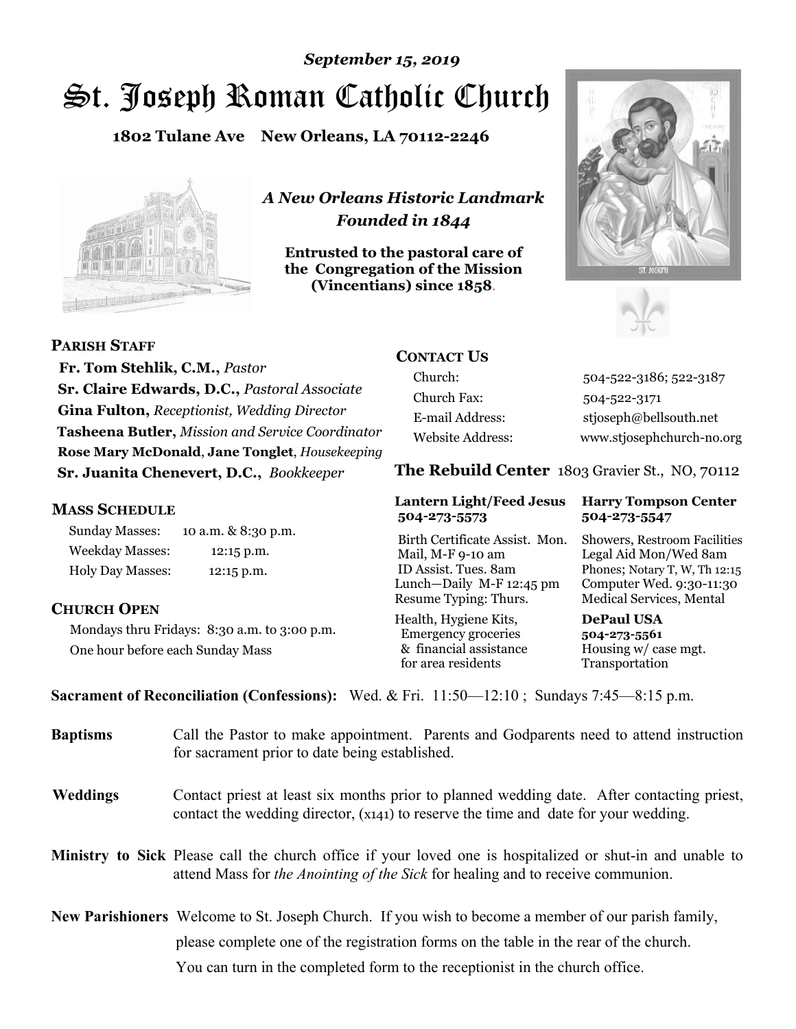*September 15, 2019*

# St. Joseph Roman Catholic Church

**1802 Tulane Ave New Orleans, LA 70112-2246**

*A New Orleans Historic Landmark*
*Founded in 1844*

**Entrusted to the pastoral care of the Congregation of the Mission (Vincentians) since 1858.**

## PARISH STAFF

**Fr. Tom Stehlik, C.M.,** *Pastor*
**Sr. Claire Edwards, D.C.,** *Pastoral Associate*
**Gina Fulton,** *Receptionist, Wedding Director*
**Tasheena Butler,** *Mission and Service Coordinator*
**Rose Mary McDonald**, **Jane Tonglet**, *Housekeeping*
**Sr. Juanita Chenevert, D.C.,** *Bookkeeper*

## MASS SCHEDULE

| | |
|---|---|
| Sunday Masses: | 10 a.m. & 8:30 p.m. |
| Weekday Masses: | 12:15 p.m. |
| Holy Day Masses: | 12:15 p.m. |

## CHURCH OPEN

Mondays thru Fridays: 8:30 a.m. to 3:00 p.m.
One hour before each Sunday Mass

## CONTACT US

| | |
|---|---|
| Church: | 504-522-3186; 522-3187 |
| Church Fax: | 504-522-3171 |
| E-mail Address: | stjoseph@bellsouth.net |
| Website Address: | www.stjosephchurch-no.org |

## The Rebuild Center 1803 Gravier St., NO, 70112

**Lantern Light/Feed Jesus 504-273-5573**
Birth Certificate Assist. Mon.
Mail, M-F 9-10 am
ID Assist. Tues. 8am
Lunch—Daily M-F 12:45 pm
Resume Typing: Thurs.
Health, Hygiene Kits, Emergency groceries & financial assistance for area residents

**Harry Tompson Center 504-273-5547**
Showers, Restroom Facilities
Legal Aid Mon/Wed 8am
Phones; Notary T, W, Th 12:15
Computer Wed. 9:30-11:30
Medical Services, Mental

**DePaul USA 504-273-5561**
Housing w/ case mgt.
Transportation

**Sacrament of Reconciliation (Confessions):** Wed. & Fri. 11:50—12:10 ; Sundays 7:45—8:15 p.m.

**Baptisms** Call the Pastor to make appointment. Parents and Godparents need to attend instruction for sacrament prior to date being established.

**Weddings** Contact priest at least six months prior to planned wedding date. After contacting priest, contact the wedding director, (x141) to reserve the time and date for your wedding.

**Ministry to Sick** Please call the church office if your loved one is hospitalized or shut-in and unable to attend Mass for *the Anointing of the Sick* for healing and to receive communion.

**New Parishioners** Welcome to St. Joseph Church. If you wish to become a member of our parish family, please complete one of the registration forms on the table in the rear of the church. You can turn in the completed form to the receptionist in the church office.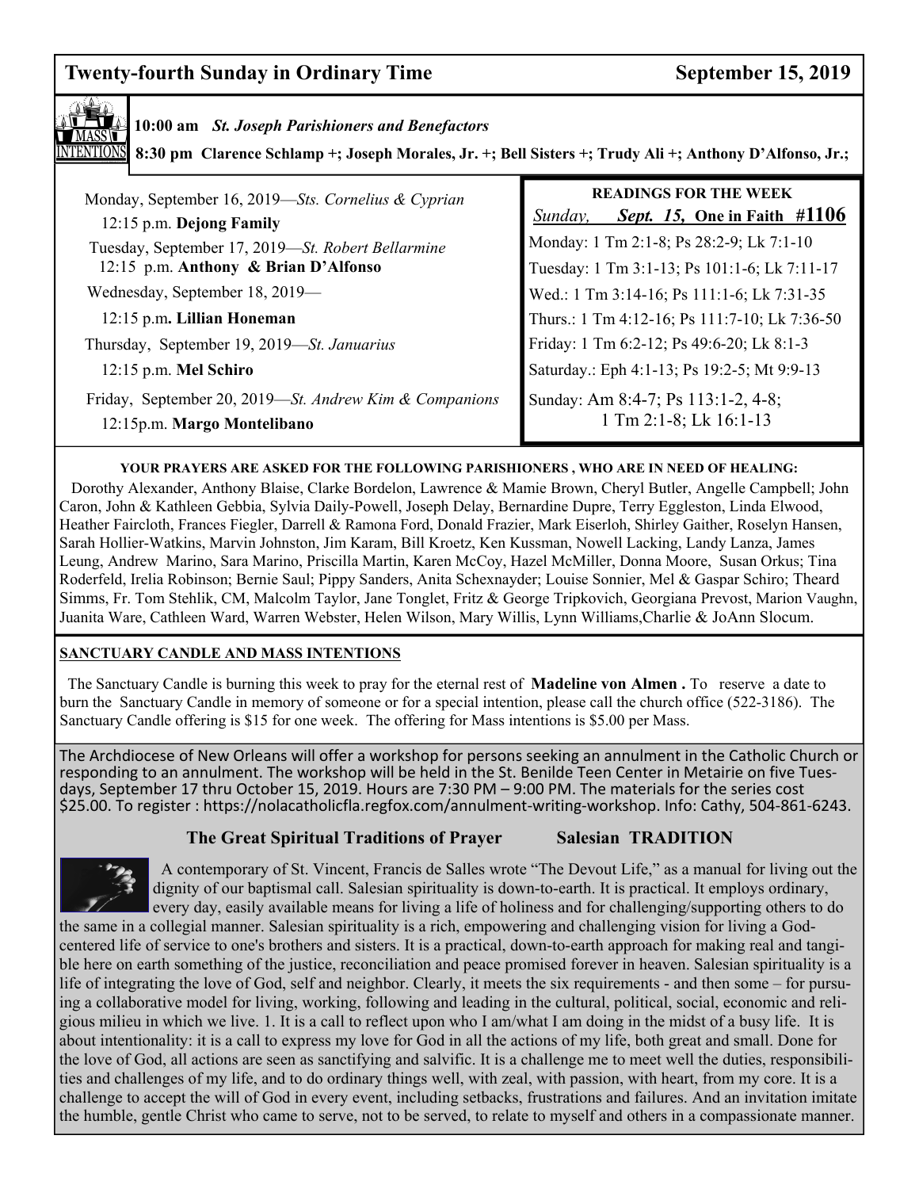## Twenty-fourth Sunday in Ordinary Time — September 15, 2019

### MASS INTENTIONS

**10:00 am** ***St. Joseph Parishioners and Benefactors***

**8:30 pm Clarence Schlamp +; Joseph Morales, Jr. +; Bell Sisters +; Trudy Ali +; Anthony D'Alfonso, Jr.;**

Monday, September 16, 2019—*Sts. Cornelius & Cyprian*
12:15 p.m. **Dejong Family**

Tuesday, September 17, 2019—*St. Robert Bellarmine*
12:15 p.m. **Anthony & Brian D'Alfonso**

Wednesday, September 18, 2019—
12:15 p.m**. Lillian Honeman**

Thursday, September 19, 2019—*St. Januarius*
12:15 p.m. **Mel Schiro**

Friday, September 20, 2019—*St. Andrew Kim & Companions*
12:15p.m. **Margo Montelibano**

### READINGS FOR THE WEEK

*Sunday,* ***Sept. 15,*** **One in Faith #1106**

Monday: 1 Tm 2:1-8; Ps 28:2-9; Lk 7:1-10
Tuesday: 1 Tm 3:1-13; Ps 101:1-6; Lk 7:11-17
Wed.: 1 Tm 3:14-16; Ps 111:1-6; Lk 7:31-35
Thurs.: 1 Tm 4:12-16; Ps 111:7-10; Lk 7:36-50
Friday: 1 Tm 6:2-12; Ps 49:6-20; Lk 8:1-3
Saturday.: Eph 4:1-13; Ps 19:2-5; Mt 9:9-13
Sunday: Am 8:4-7; Ps 113:1-2, 4-8; 1 Tm 2:1-8; Lk 16:1-13

**YOUR PRAYERS ARE ASKED FOR THE FOLLOWING PARISHIONERS , WHO ARE IN NEED OF HEALING:**

Dorothy Alexander, Anthony Blaise, Clarke Bordelon, Lawrence & Mamie Brown, Cheryl Butler, Angelle Campbell; John Caron, John & Kathleen Gebbia, Sylvia Daily-Powell, Joseph Delay, Bernardine Dupre, Terry Eggleston, Linda Elwood, Heather Faircloth, Frances Fiegler, Darrell & Ramona Ford, Donald Frazier, Mark Eiserloh, Shirley Gaither, Roselyn Hansen, Sarah Hollier-Watkins, Marvin Johnston, Jim Karam, Bill Kroetz, Ken Kussman, Nowell Lacking, Landy Lanza, James Leung, Andrew Marino, Sara Marino, Priscilla Martin, Karen McCoy, Hazel McMiller, Donna Moore, Susan Orkus; Tina Roderfeld, Irelia Robinson; Bernie Saul; Pippy Sanders, Anita Schexnayder; Louise Sonnier, Mel & Gaspar Schiro; Theard Simms, Fr. Tom Stehlik, CM, Malcolm Taylor, Jane Tonglet, Fritz & George Tripkovich, Georgiana Prevost, Marion Vaughn, Juanita Ware, Cathleen Ward, Warren Webster, Helen Wilson, Mary Willis, Lynn Williams,Charlie & JoAnn Slocum.

**SANCTUARY CANDLE AND MASS INTENTIONS**

The Sanctuary Candle is burning this week to pray for the eternal rest of **Madeline von Almen .** To reserve a date to burn the Sanctuary Candle in memory of someone or for a special intention, please call the church office (522-3186). The Sanctuary Candle offering is $15 for one week. The offering for Mass intentions is $5.00 per Mass.

The Archdiocese of New Orleans will offer a workshop for persons seeking an annulment in the Catholic Church or responding to an annulment. The workshop will be held in the St. Benilde Teen Center in Metairie on five Tuesdays, September 17 thru October 15, 2019. Hours are 7:30 PM – 9:00 PM. The materials for the series cost $25.00. To register : https://nolacatholicfla.regfox.com/annulment-writing-workshop. Info: Cathy, 504-861-6243.

### The Great Spiritual Traditions of Prayer — Salesian TRADITION

A contemporary of St. Vincent, Francis de Salles wrote "The Devout Life," as a manual for living out the dignity of our baptismal call. Salesian spirituality is down-to-earth. It is practical. It employs ordinary, every day, easily available means for living a life of holiness and for challenging/supporting others to do the same in a collegial manner. Salesian spirituality is a rich, empowering and challenging vision for living a God-centered life of service to one's brothers and sisters. It is a practical, down-to-earth approach for making real and tangible here on earth something of the justice, reconciliation and peace promised forever in heaven. Salesian spirituality is a life of integrating the love of God, self and neighbor. Clearly, it meets the six requirements - and then some – for pursuing a collaborative model for living, working, following and leading in the cultural, political, social, economic and religious milieu in which we live. 1. It is a call to reflect upon who I am/what I am doing in the midst of a busy life. It is about intentionality: it is a call to express my love for God in all the actions of my life, both great and small. Done for the love of God, all actions are seen as sanctifying and salvific. It is a challenge me to meet well the duties, responsibilities and challenges of my life, and to do ordinary things well, with zeal, with passion, with heart, from my core. It is a challenge to accept the will of God in every event, including setbacks, frustrations and failures. And an invitation imitate the humble, gentle Christ who came to serve, not to be served, to relate to myself and others in a compassionate manner.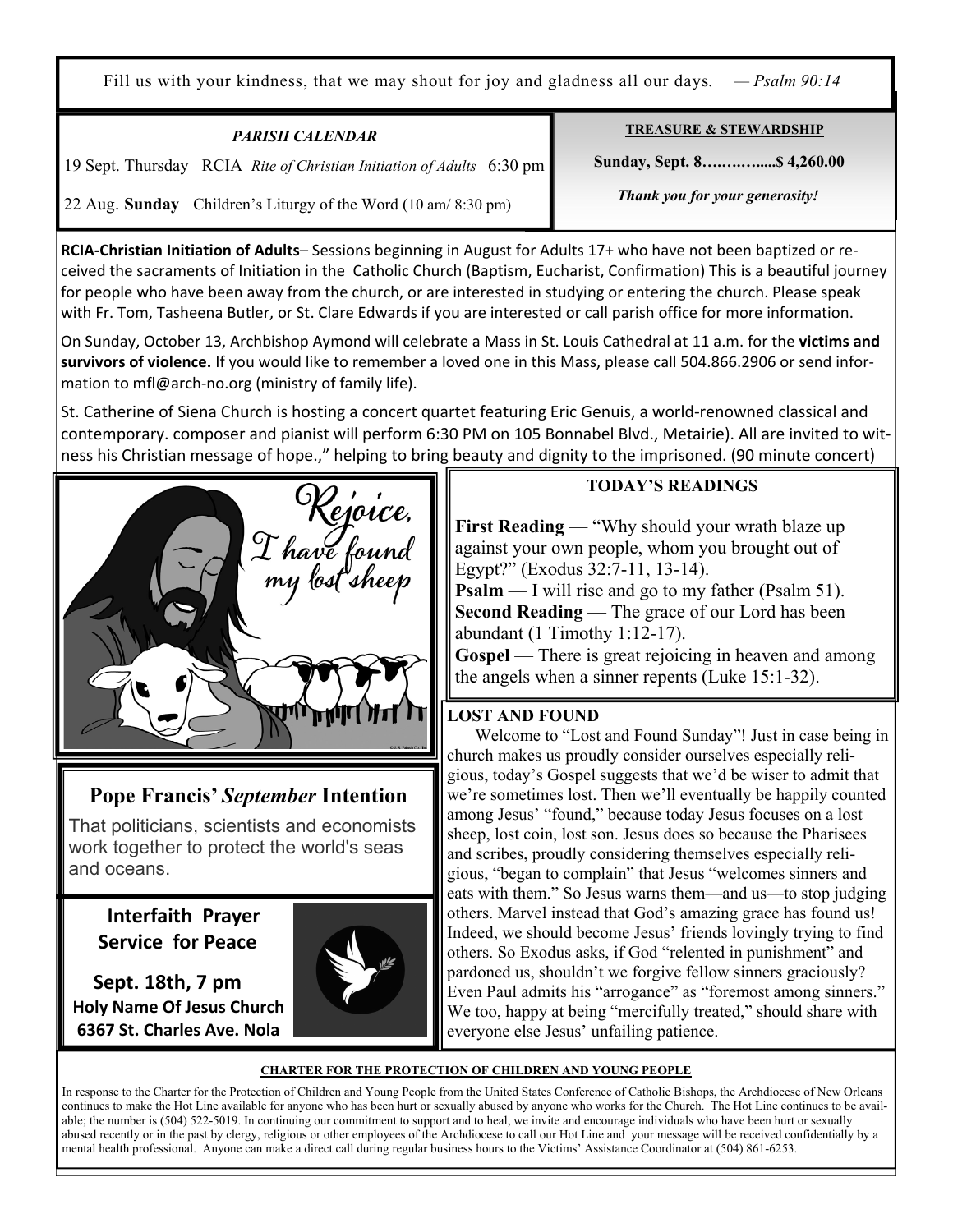Fill us with your kindness, that we may shout for joy and gladness all our days. — *Psalm 90:14*

***PARISH CALENDAR***

19 Sept. Thursday RCIA *Rite of Christian Initiation of Adults* 6:30 pm

22 Aug. **Sunday** Children's Liturgy of the Word (10 am/ 8:30 pm)

**TREASURE & STEWARDSHIP**

**Sunday, Sept. 8…….…......$ 4,260.00**

***Thank you for your generosity!***

**RCIA-Christian Initiation of Adults**– Sessions beginning in August for Adults 17+ who have not been baptized or received the sacraments of Initiation in the Catholic Church (Baptism, Eucharist, Confirmation) This is a beautiful journey for people who have been away from the church, or are interested in studying or entering the church. Please speak with Fr. Tom, Tasheena Butler, or St. Clare Edwards if you are interested or call parish office for more information.

On Sunday, October 13, Archbishop Aymond will celebrate a Mass in St. Louis Cathedral at 11 a.m. for the **victims and survivors of violence.** If you would like to remember a loved one in this Mass, please call 504.866.2906 or send information to mfl@arch-no.org (ministry of family life).

St. Catherine of Siena Church is hosting a concert quartet featuring Eric Genuis, a world-renowned classical and contemporary. composer and pianist will perform 6:30 PM on 105 Bonnabel Blvd., Metairie). All are invited to witness his Christian message of hope.," helping to bring beauty and dignity to the imprisoned. (90 minute concert)

Rejoice, I have found my lost sheep

## Pope Francis' *September* Intention

That politicians, scientists and economists work together to protect the world's seas and oceans.

**Interfaith Prayer Service for Peace**

**Sept. 18th, 7 pm**
**Holy Name Of Jesus Church**
**6367 St. Charles Ave. Nola**

## TODAY'S READINGS

**First Reading** — "Why should your wrath blaze up against your own people, whom you brought out of Egypt?" (Exodus 32:7-11, 13-14).
**Psalm** — I will rise and go to my father (Psalm 51).
**Second Reading** — The grace of our Lord has been abundant (1 Timothy 1:12-17).
**Gospel** — There is great rejoicing in heaven and among the angels when a sinner repents (Luke 15:1-32).

## LOST AND FOUND

Welcome to "Lost and Found Sunday"! Just in case being in church makes us proudly consider ourselves especially religious, today's Gospel suggests that we'd be wiser to admit that we're sometimes lost. Then we'll eventually be happily counted among Jesus' "found," because today Jesus focuses on a lost sheep, lost coin, lost son. Jesus does so because the Pharisees and scribes, proudly considering themselves especially religious, "began to complain" that Jesus "welcomes sinners and eats with them." So Jesus warns them—and us—to stop judging others. Marvel instead that God's amazing grace has found us! Indeed, we should become Jesus' friends lovingly trying to find others. So Exodus asks, if God "relented in punishment" and pardoned us, shouldn't we forgive fellow sinners graciously? Even Paul admits his "arrogance" as "foremost among sinners." We too, happy at being "mercifully treated," should share with everyone else Jesus' unfailing patience.

**CHARTER FOR THE PROTECTION OF CHILDREN AND YOUNG PEOPLE**

In response to the Charter for the Protection of Children and Young People from the United States Conference of Catholic Bishops, the Archdiocese of New Orleans continues to make the Hot Line available for anyone who has been hurt or sexually abused by anyone who works for the Church. The Hot Line continues to be available; the number is (504) 522-5019. In continuing our commitment to support and to heal, we invite and encourage individuals who have been hurt or sexually abused recently or in the past by clergy, religious or other employees of the Archdiocese to call our Hot Line and your message will be received confidentially by a mental health professional. Anyone can make a direct call during regular business hours to the Victims' Assistance Coordinator at (504) 861-6253.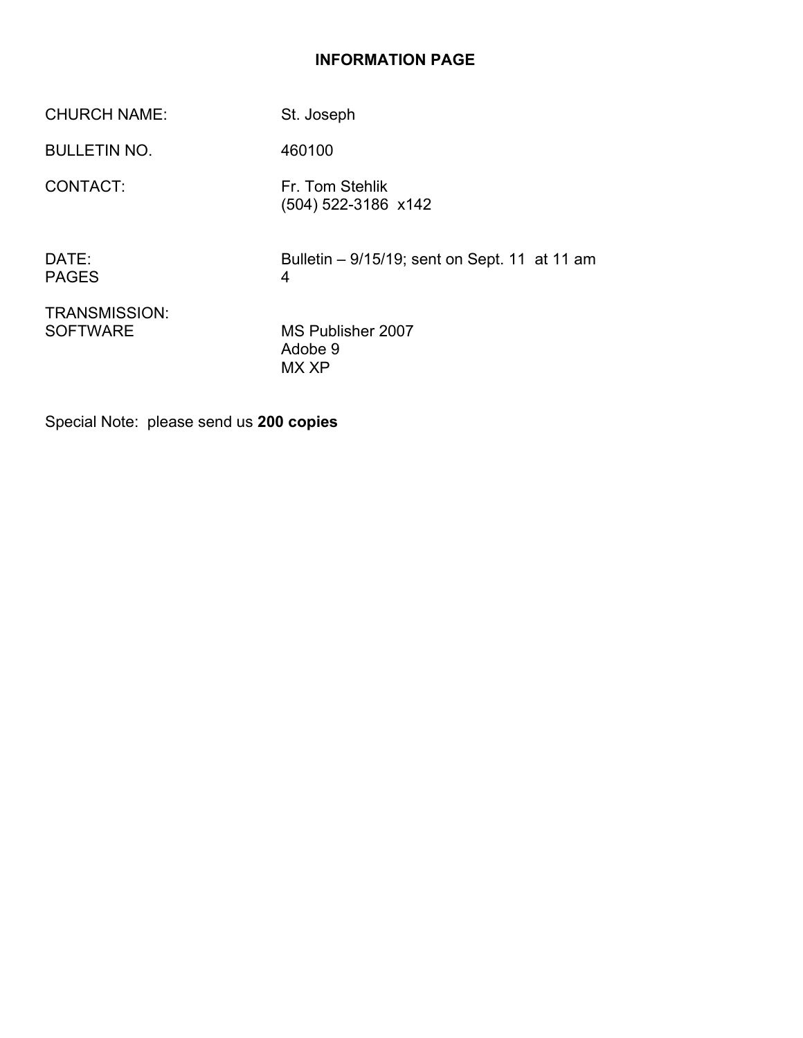# INFORMATION PAGE

| | |
|---|---|
| CHURCH NAME: | St. Joseph |
| BULLETIN NO. | 460100 |
| CONTACT: | Fr. Tom Stehlik<br>(504) 522-3186 x142 |
| DATE:<br>PAGES | Bulletin – 9/15/19; sent on Sept. 11 at 11 am<br>4 |
| TRANSMISSION:<br>SOFTWARE | <br>MS Publisher 2007<br>Adobe 9<br>MX XP |

Special Note: please send us **200 copies**